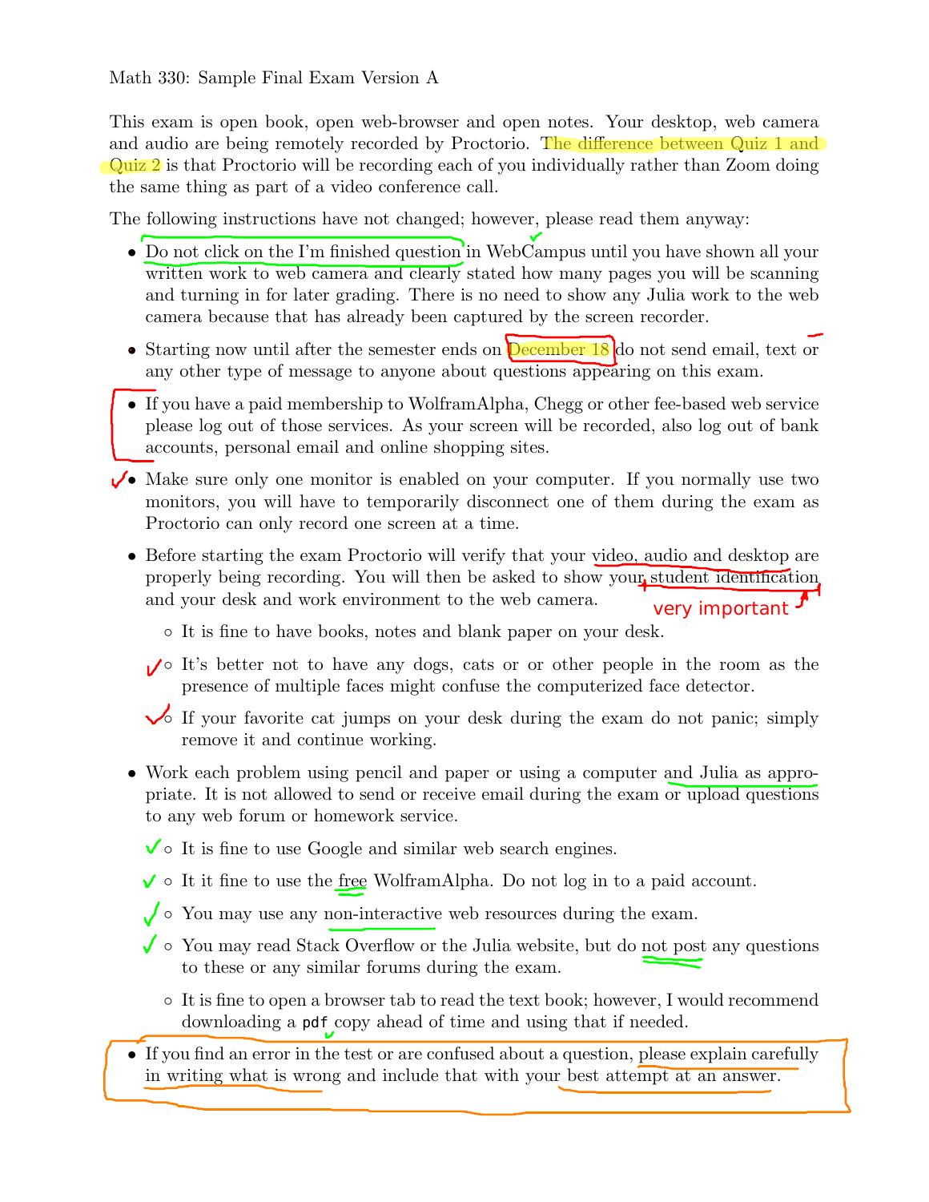Math 330: Sample Final Exam Version A

This exam is open book, open web-browser and open notes. Your desktop, web camera and audio are being remotely recorded by Proctorio. The difference between Quiz 1 and Quiz 2 is that Proctorio will be recording each of you individually rather than Zoom doing the same thing as part of a video conference call.

The following instructions have not changed; however, please read them anyway:

- Do not click on the I'm finished question in WebCampus until you have shown all your written work to web camera and clearly stated how many pages you will be scanning and turning in for later grading. There is no need to show any Julia work to the web camera because that has already been captured by the screen recorder.
- Starting now until after the semester ends on December 18 do not send email, text or any other type of message to anyone about questions appearing on this exam.
- If you have a paid membership to WolframAlpha, Chegg or other fee-based web service please log out of those services. As your screen will be recorded, also log out of bank accounts, personal email and online shopping sites.
- Make sure only one monitor is enabled on your computer. If you normally use two monitors, you will have to temporarily disconnect one of them during the exam as Proctorio can only record one screen at a time.
- Before starting the exam Proctorio will verify that your video, audio and desktop are properly being recording. You will then be asked to show your student identification and your desk and work environment to the web camera.
  - It is fine to have books, notes and blank paper on your desk.
  - It's better not to have any dogs, cats or or other people in the room as the presence of multiple faces might confuse the computerized face detector.
  - If your favorite cat jumps on your desk during the exam do not panic; simply remove it and continue working.
- Work each problem using pencil and paper or using a computer and Julia as appropriate. It is not allowed to send or receive email during the exam or upload questions to any web forum or homework service.
  - It is fine to use Google and similar web search engines.
  - It it fine to use the free WolframAlpha. Do not log in to a paid account.
  - You may use any non-interactive web resources during the exam.
  - You may read Stack Overflow or the Julia website, but do not post any questions to these or any similar forums during the exam.
  - It is fine to open a browser tab to read the text book; however, I would recommend downloading a `pdf` copy ahead of time and using that if needed.
- If you find an error in the test or are confused about a question, please explain carefully in writing what is wrong and include that with your best attempt at an answer.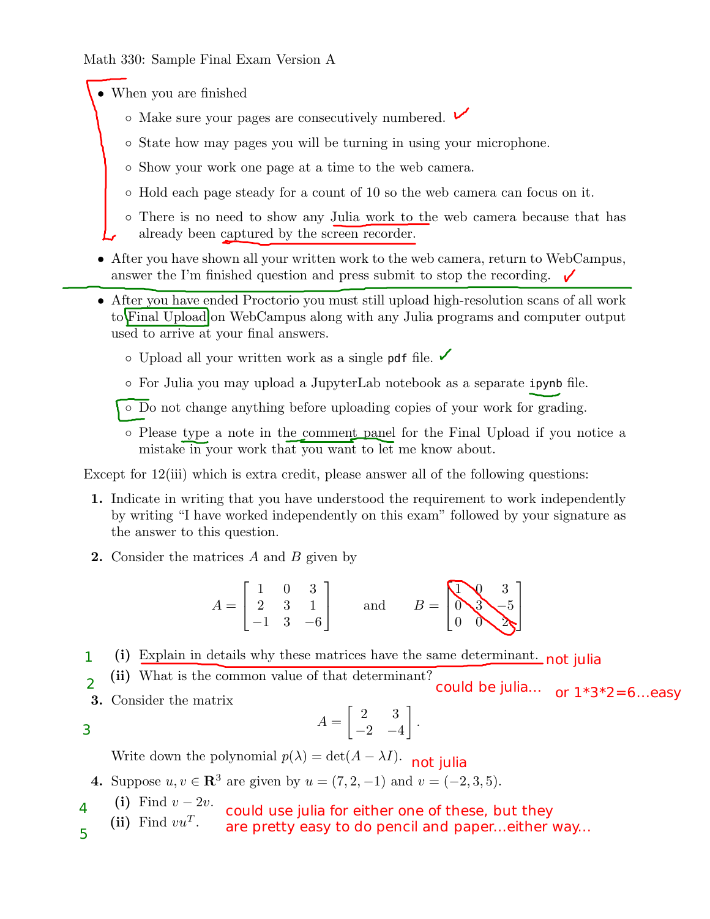Math 330: Sample Final Exam Version A

- When you are finished
  - Make sure your pages are consecutively numbered.
  - State how may pages you will be turning in using your microphone.
  - Show your work one page at a time to the web camera.
  - Hold each page steady for a count of 10 so the web camera can focus on it.
  - There is no need to show any Julia work to the web camera because that has already been captured by the screen recorder.
- After you have shown all your written work to the web camera, return to WebCampus, answer the I'm finished question and press submit to stop the recording.
- After you have ended Proctorio you must still upload high-resolution scans of all work to Final Upload on WebCampus along with any Julia programs and computer output used to arrive at your final answers.
  - Upload all your written work as a single `pdf` file.
  - For Julia you may upload a JupyterLab notebook as a separate `ipynb` file.
  - Do not change anything before uploading copies of your work for grading.
  - Please type a note in the comment panel for the Final Upload if you notice a mistake in your work that you want to let me know about.

Except for 12(iii) which is extra credit, please answer all of the following questions:

**1.** Indicate in writing that you have understood the requirement to work independently by writing "I have worked independently on this exam" followed by your signature as the answer to this question.

**2.** Consider the matrices $A$ and $B$ given by

$$A = \begin{bmatrix} 1 & 0 & 3 \\ 2 & 3 & 1 \\ -1 & 3 & -6 \end{bmatrix} \qquad \text{and} \qquad B = \begin{bmatrix} 1 & 0 & 3 \\ 0 & 3 & -5 \\ 0 & 0 & 2 \end{bmatrix}$$

1 **(i)** Explain in details why these matrices have the same determinant. not julia

2 **(ii)** What is the common value of that determinant? could be julia... or 1\*3\*2=6...easy

3 **3.** Consider the matrix

$$A = \begin{bmatrix} 2 & 3 \\ -2 & -4 \end{bmatrix}.$$

Write down the polynomial $p(\lambda) = \det(A - \lambda I)$. not julia

**4.** Suppose $u, v \in \mathbf{R}^3$ are given by $u = (7, 2, -1)$ and $v = (-2, 3, 5)$.

4 **(i)** Find $v - 2v$.

5 **(ii)** Find $vu^T$.

could use julia for either one of these, but they are pretty easy to do pencil and paper...either way...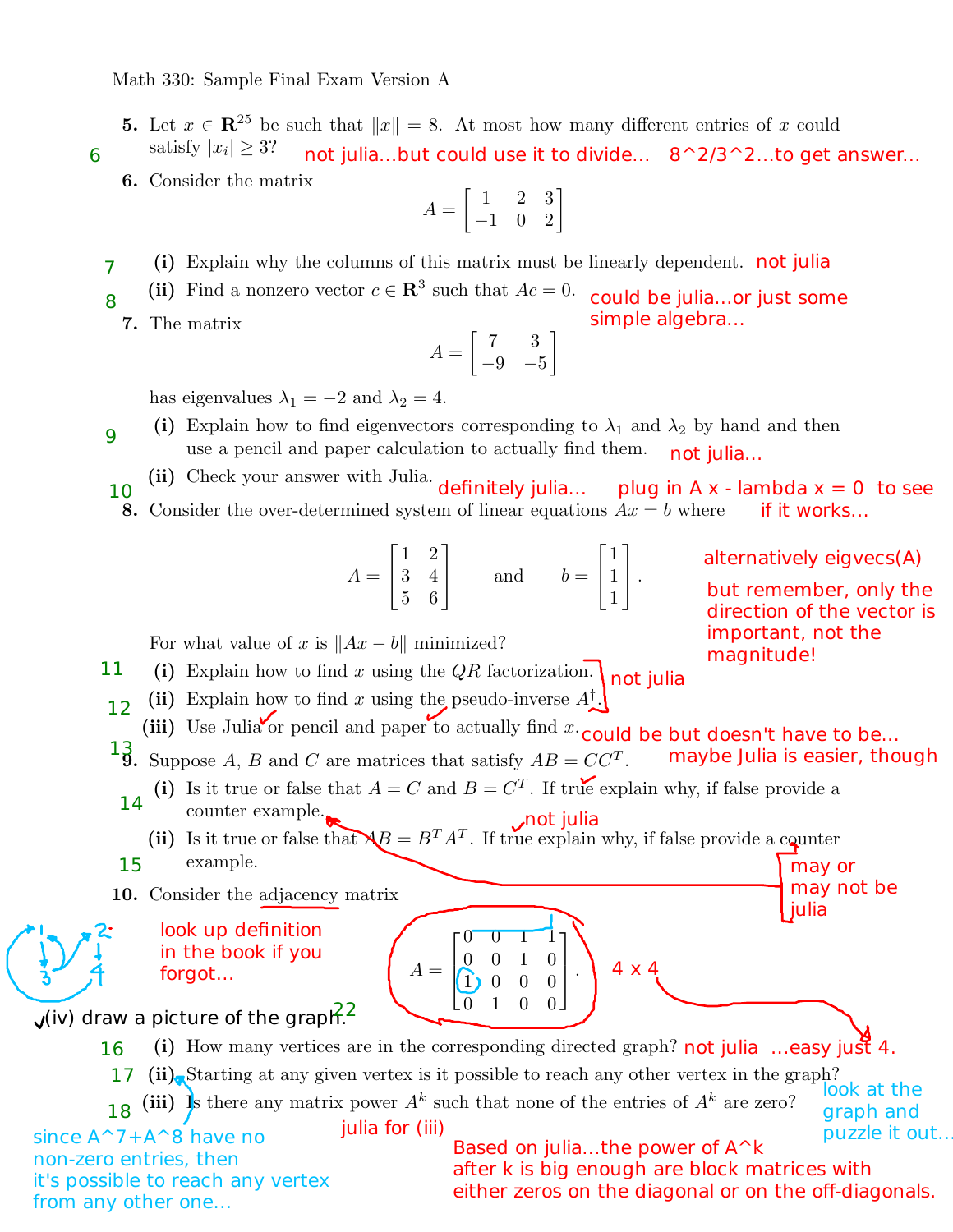Math 330: Sample Final Exam Version A

**5.** Let $x \in \mathbf{R}^{25}$ be such that $\|x\| = 8$. At most how many different entries of $x$ could satisfy $|x_i| \geq 3$?

6 — not julia...but could use it to divide... $8^2/3^2$...to get answer...

**6.** Consider the matrix

$$A = \begin{bmatrix} 1 & 2 & 3 \\ -1 & 0 & 2 \end{bmatrix}$$

7 **(i)** Explain why the columns of this matrix must be linearly dependent. — not julia

8 **(ii)** Find a nonzero vector $c \in \mathbf{R}^3$ such that $Ac = 0$. — could be julia...or just some simple algebra...

**7.** The matrix

$$A = \begin{bmatrix} 7 & 3 \\ -9 & -5 \end{bmatrix}$$

has eigenvalues $\lambda_1 = -2$ and $\lambda_2 = 4$.

9 **(i)** Explain how to find eigenvectors corresponding to $\lambda_1$ and $\lambda_2$ by hand and then use a pencil and paper calculation to actually find them. — not julia...

10 **(ii)** Check your answer with Julia. — definitely julia... plug in A x - lambda x = 0 to see if it works...

alternatively eigvecs(A)

but remember, only the direction of the vector is important, not the magnitude!

**8.** Consider the over-determined system of linear equations $Ax = b$ where

$$A = \begin{bmatrix} 1 & 2 \\ 3 & 4 \\ 5 & 6 \end{bmatrix} \qquad \text{and} \qquad b = \begin{bmatrix} 1 \\ 1 \\ 1 \end{bmatrix}.$$

For what value of $x$ is $\|Ax - b\|$ minimized?

11 **(i)** Explain how to find $x$ using the $QR$ factorization.

12 **(ii)** Explain how to find $x$ using the pseudo-inverse $A^\dagger$. — not julia

13 **(iii)** Use Julia or pencil and paper to actually find $x$. — could be but doesn't have to be... maybe Julia is easier, though

**9.** Suppose $A$, $B$ and $C$ are matrices that satisfy $AB = CC^T$.

14 **(i)** Is it true or false that $A = C$ and $B = C^T$. If true explain why, if false provide a counter example. — not julia

15 **(ii)** Is it true or false that $AB = B^T A^T$. If true explain why, if false provide a counter example. — may or may not be julia

**10.** Consider the adjacency matrix

look up definition in the book if you forgot...

$$A = \begin{bmatrix} 0 & 0 & 1 & 1 \\ 0 & 0 & 1 & 0 \\ 1 & 0 & 0 & 0 \\ 0 & 1 & 0 & 0 \end{bmatrix}.$$

4 x 4

22 (iv) draw a picture of the graph.

16 **(i)** How many vertices are in the corresponding directed graph? — not julia ...easy just 4.

17 **(ii)** Starting at any given vertex is it possible to reach any other vertex in the graph?

18 **(iii)** Is there any matrix power $A^k$ such that none of the entries of $A^k$ are zero? — julia for (iii)

look at the graph and puzzle it out...

since A^7+A^8 have no non-zero entries, then it's possible to reach any vertex from any other one...

Based on julia...the power of A^k after k is big enough are block matrices with either zeros on the diagonal or on the off-diagonals.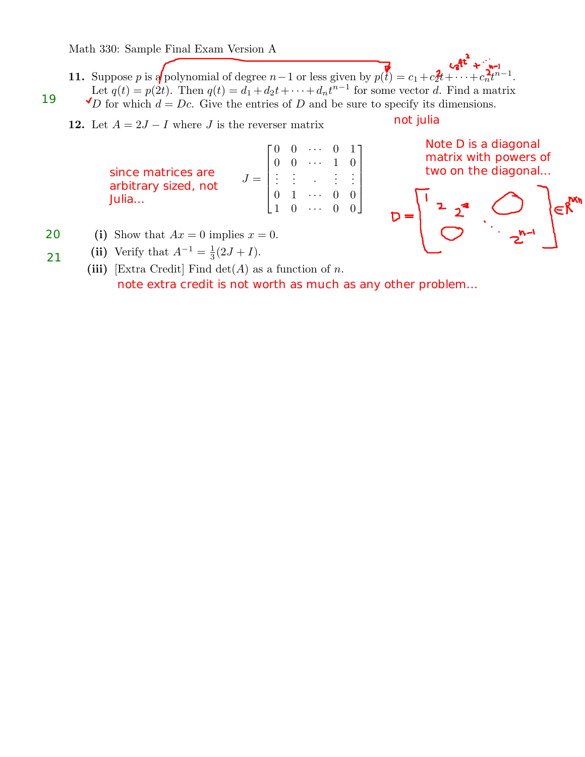Math 330: Sample Final Exam Version A

**11.** Suppose $p$ is a polynomial of degree $n-1$ or less given by $p(t) = c_1 + c_2 t + \cdots + c_n t^{n-1}$. Let $q(t) = p(2t)$. Then $q(t) = d_1 + d_2 t + \cdots + d_n t^{n-1}$ for some vector $d$. Find a matrix $D$ for which $d = Dc$. Give the entries of $D$ and be sure to specify its dimensions.

not julia

Note D is a diagonal matrix with powers of two on the diagonal...

$$D = \begin{bmatrix} 1 & & & \\ & 2 & & \\ & & 2^2 & \\ & & & \ddots \\ & & & & 2^{n-1} \end{bmatrix} \in \mathbb{R}^{n \times n}$$

**12.** Let $A = 2J - I$ where $J$ is the reverser matrix

$$J = \begin{bmatrix} 0 & 0 & \cdots & 0 & 1 \\ 0 & 0 & \cdots & 1 & 0 \\ \vdots & \vdots & . & \vdots & \vdots \\ 0 & 1 & \cdots & 0 & 0 \\ 1 & 0 & \cdots & 0 & 0 \end{bmatrix}$$

since matrices are arbitrary sized, not Julia...

**(i)** Show that $Ax = 0$ implies $x = 0$.

**(ii)** Verify that $A^{-1} = \frac{1}{3}(2J + I)$.

**(iii)** [Extra Credit] Find $\det(A)$ as a function of $n$.

note extra credit is not worth as much as any other problem...